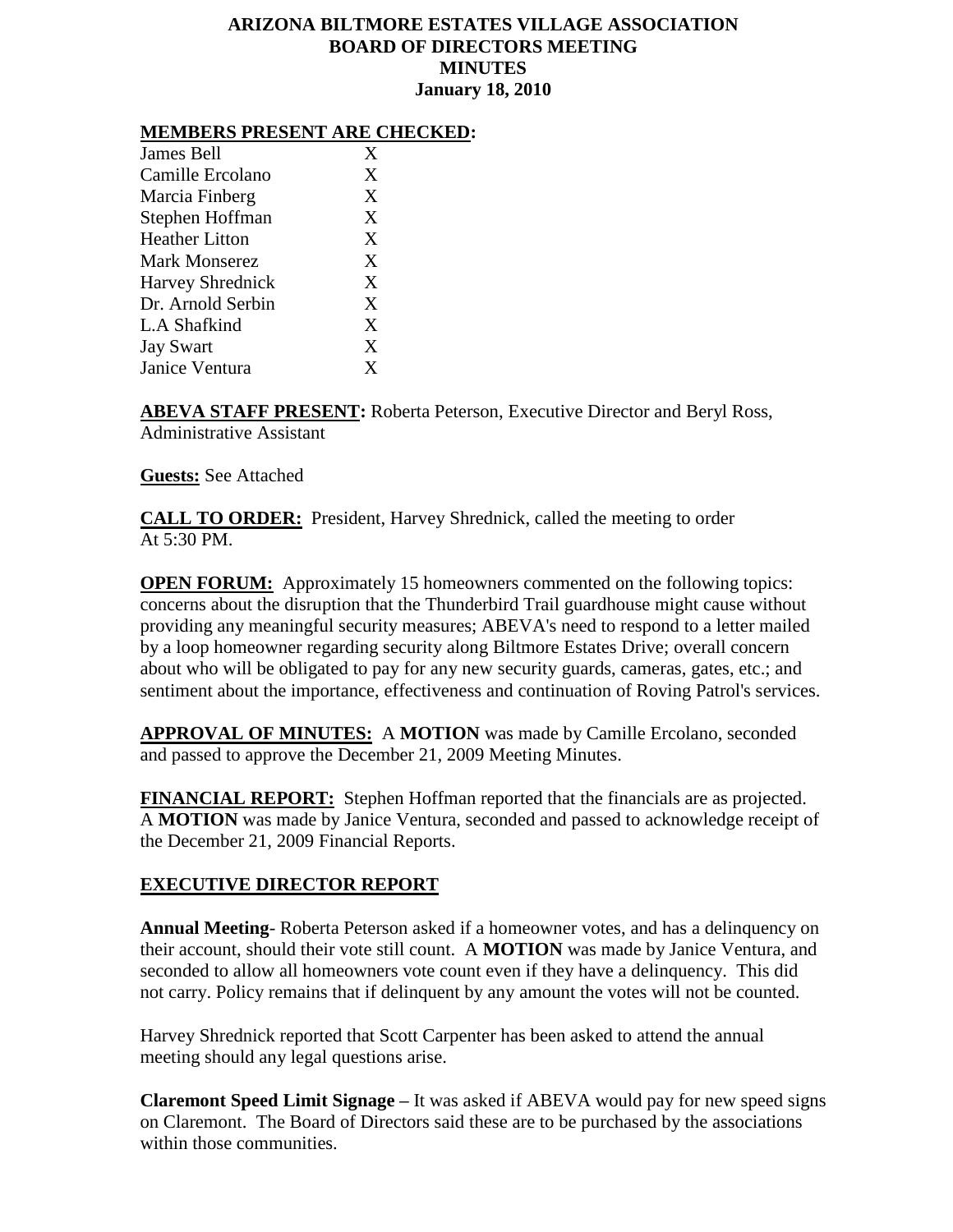# ARIZONA BILTMORE ESTATES VILLAGE ASSOCIATION
## BOARD OF DIRECTORS MEETING
## MINUTES
## January 18, 2010

**MEMBERS PRESENT ARE CHECKED:**

| | |
|---|---|
| James Bell | X |
| Camille Ercolano | X |
| Marcia Finberg | X |
| Stephen Hoffman | X |
| Heather Litton | X |
| Mark Monserez | X |
| Harvey Shrednick | X |
| Dr. Arnold Serbin | X |
| L.A Shafkind | X |
| Jay Swart | X |
| Janice Ventura | X |

**ABEVA STAFF PRESENT:** Roberta Peterson, Executive Director and Beryl Ross, Administrative Assistant

**Guests:** See Attached

**CALL TO ORDER:** President, Harvey Shrednick, called the meeting to order At 5:30 PM.

**OPEN FORUM:** Approximately 15 homeowners commented on the following topics: concerns about the disruption that the Thunderbird Trail guardhouse might cause without providing any meaningful security measures; ABEVA's need to respond to a letter mailed by a loop homeowner regarding security along Biltmore Estates Drive; overall concern about who will be obligated to pay for any new security guards, cameras, gates, etc.; and sentiment about the importance, effectiveness and continuation of Roving Patrol's services.

**APPROVAL OF MINUTES:** A **MOTION** was made by Camille Ercolano, seconded and passed to approve the December 21, 2009 Meeting Minutes.

**FINANCIAL REPORT:** Stephen Hoffman reported that the financials are as projected. A **MOTION** was made by Janice Ventura, seconded and passed to acknowledge receipt of the December 21, 2009 Financial Reports.

## EXECUTIVE DIRECTOR REPORT

**Annual Meeting**- Roberta Peterson asked if a homeowner votes, and has a delinquency on their account, should their vote still count. A **MOTION** was made by Janice Ventura, and seconded to allow all homeowners vote count even if they have a delinquency. This did not carry. Policy remains that if delinquent by any amount the votes will not be counted.

Harvey Shrednick reported that Scott Carpenter has been asked to attend the annual meeting should any legal questions arise.

**Claremont Speed Limit Signage –** It was asked if ABEVA would pay for new speed signs on Claremont. The Board of Directors said these are to be purchased by the associations within those communities.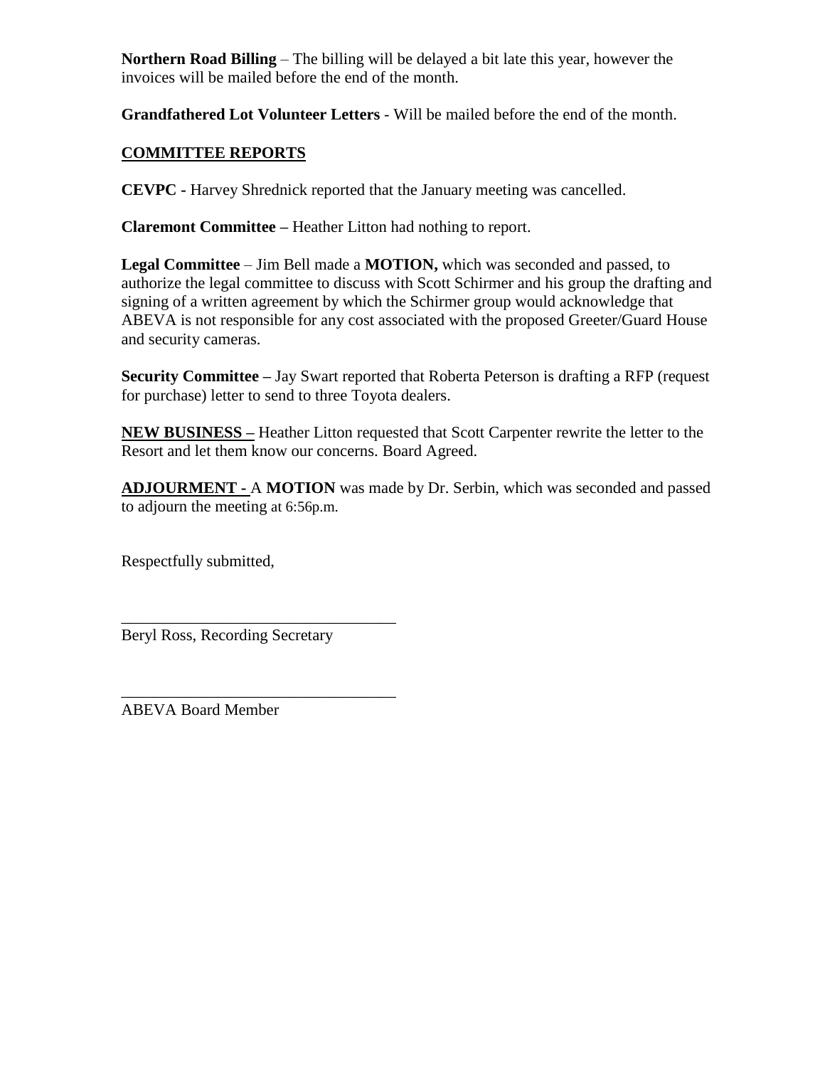**Northern Road Billing** – The billing will be delayed a bit late this year, however the invoices will be mailed before the end of the month.

**Grandfathered Lot Volunteer Letters** - Will be mailed before the end of the month.

## COMMITTEE REPORTS

**CEVPC -** Harvey Shrednick reported that the January meeting was cancelled.

**Claremont Committee –** Heather Litton had nothing to report.

**Legal Committee** – Jim Bell made a **MOTION,** which was seconded and passed, to authorize the legal committee to discuss with Scott Schirmer and his group the drafting and signing of a written agreement by which the Schirmer group would acknowledge that ABEVA is not responsible for any cost associated with the proposed Greeter/Guard House and security cameras.

**Security Committee –** Jay Swart reported that Roberta Peterson is drafting a RFP (request for purchase) letter to send to three Toyota dealers.

**NEW BUSINESS –** Heather Litton requested that Scott Carpenter rewrite the letter to the Resort and let them know our concerns. Board Agreed.

**ADJOURMENT -** A **MOTION** was made by Dr. Serbin, which was seconded and passed to adjourn the meeting at 6:56p.m.

Respectfully submitted,

___________________________________

Beryl Ross, Recording Secretary

___________________________________

ABEVA Board Member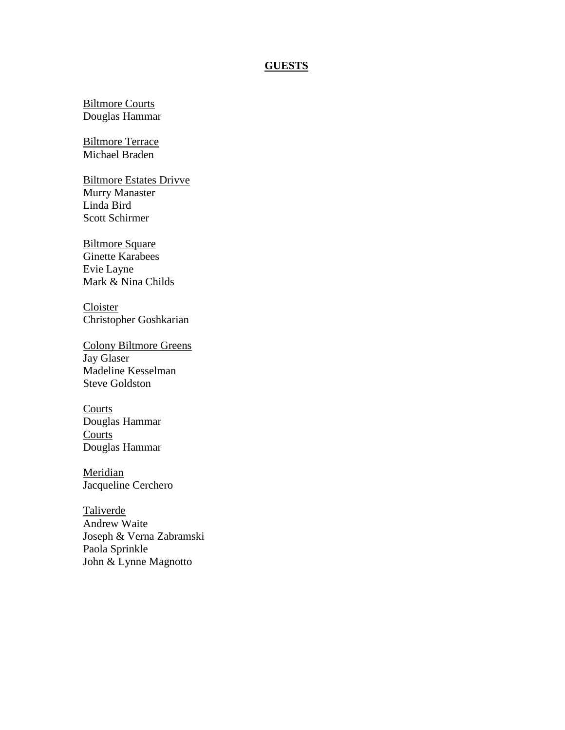# GUESTS

<u>Biltmore Courts</u>
Douglas Hammar

<u>Biltmore Terrace</u>
Michael Braden

<u>Biltmore Estates Drivve</u>
Murry Manaster
Linda Bird
Scott Schirmer

<u>Biltmore Square</u>
Ginette Karabees
Evie Layne
Mark & Nina Childs

<u>Cloister</u>
Christopher Goshkarian

<u>Colony Biltmore Greens</u>
Jay Glaser
Madeline Kesselman
Steve Goldston

<u>Courts</u>
Douglas Hammar
<u>Courts</u>
Douglas Hammar

<u>Meridian</u>
Jacqueline Cerchero

<u>Taliverde</u>
Andrew Waite
Joseph & Verna Zabramski
Paola Sprinkle
John & Lynne Magnotto